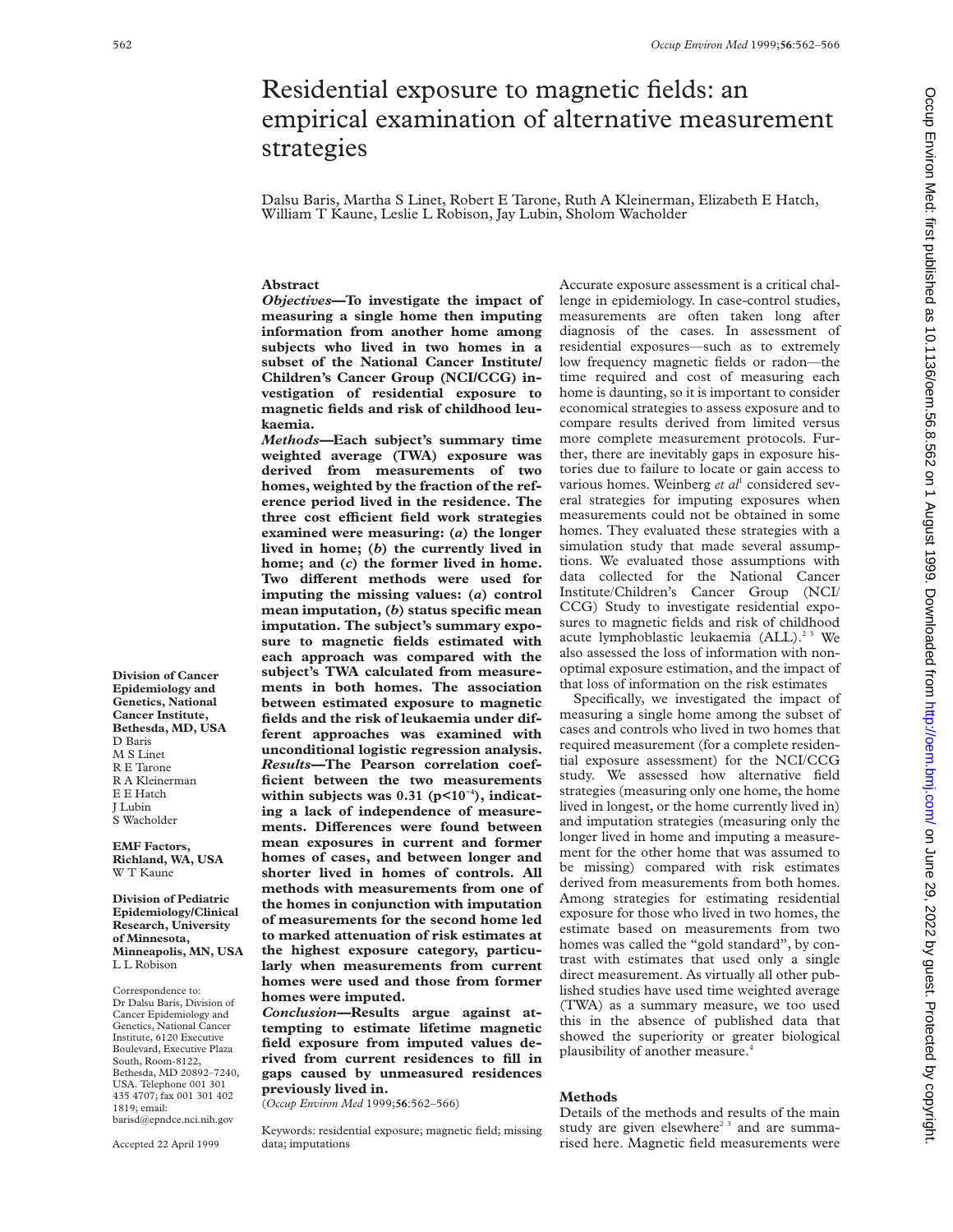# Residential exposure to magnetic fields: an empirical examination of alternative measurement strategies

Dalsu Baris, Martha S Linet, Robert E Tarone, Ruth A Kleinerman, Elizabeth E Hatch, William T Kaune, Leslie L Robison, Jay Lubin, Sholom Wacholder

**Division of Cancer Epidemiology and Genetics, National Cancer Institute, Bethesda, MD, USA**
D Baris
M S Linet
R E Tarone
R A Kleinerman
E E Hatch
J Lubin
S Wacholder

**EMF Factors, Richland, WA, USA**
W T Kaune

**Division of Pediatric Epidemiology/Clinical Research, University of Minnesota, Minneapolis, MN, USA**
L L Robison

Correspondence to: Dr Dalsu Baris, Division of Cancer Epidemiology and Genetics, National Cancer Institute, 6120 Executive Boulevard, Executive Plaza South, Room-8122, Bethesda, MD 20892–7240, USA. Telephone 001 301 435 4707; fax 001 301 402 1819; email: barisd@epndce.nci.nih.gov

Accepted 22 April 1999

## Abstract

***Objectives*—To investigate the impact of measuring a single home then imputing information from another home among subjects who lived in two homes in a subset of the National Cancer Institute/Children's Cancer Group (NCI/CCG) investigation of residential exposure to magnetic fields and risk of childhood leukaemia.**

***Methods*—Each subject's summary time weighted average (TWA) exposure was derived from measurements of two homes, weighted by the fraction of the reference period lived in the residence. The three cost efficient field work strategies examined were measuring: (*a*) the longer lived in home; (*b*) the currently lived in home; and (*c*) the former lived in home. Two different methods were used for imputing the missing values: (*a*) control mean imputation, (*b*) status specific mean imputation. The subject's summary exposure to magnetic fields estimated with each approach was compared with the subject's TWA calculated from measurements in both homes. The association between estimated exposure to magnetic fields and the risk of leukaemia under different approaches was examined with unconditional logistic regression analysis.**

***Results*—The Pearson correlation coefficient between the two measurements within subjects was 0.31 ($p<10^{-4}$), indicating a lack of independence of measurements. Differences were found between mean exposures in current and former homes of cases, and between longer and shorter lived in homes of controls. All methods with measurements from one of the homes in conjunction with imputation of measurements for the second home led to marked attenuation of risk estimates at the highest exposure category, particularly when measurements from current homes were used and those from former homes were imputed.**

***Conclusion*—Results argue against attempting to estimate lifetime magnetic field exposure from imputed values derived from current residences to fill in gaps caused by unmeasured residences previously lived in.**

(*Occup Environ Med* 1999;**56**:562–566)

Keywords: residential exposure; magnetic field; missing data; imputations

Accurate exposure assessment is a critical challenge in epidemiology. In case-control studies, measurements are often taken long after diagnosis of the cases. In assessment of residential exposures—such as to extremely low frequency magnetic fields or radon—the time required and cost of measuring each home is daunting, so it is important to consider economical strategies to assess exposure and to compare results derived from limited versus more complete measurement protocols. Further, there are inevitably gaps in exposure histories due to failure to locate or gain access to various homes. Weinberg *et al*[1] considered several strategies for imputing exposures when measurements could not be obtained in some homes. They evaluated these strategies with a simulation study that made several assumptions. We evaluated those assumptions with data collected for the National Cancer Institute/Children's Cancer Group (NCI/CCG) Study to investigate residential exposures to magnetic fields and risk of childhood acute lymphoblastic leukaemia (ALL).[2,3] We also assessed the loss of information with non-optimal exposure estimation, and the impact of that loss of information on the risk estimates

Specifically, we investigated the impact of measuring a single home among the subset of cases and controls who lived in two homes that required measurement (for a complete residential exposure assessment) for the NCI/CCG study. We assessed how alternative field strategies (measuring only one home, the home lived in longest, or the home currently lived in) and imputation strategies (measuring only the longer lived in home and imputing a measurement for the other home that was assumed to be missing) compared with risk estimates derived from measurements from both homes. Among strategies for estimating residential exposure for those who lived in two homes, the estimate based on measurements from two homes was called the "gold standard", by contrast with estimates that used only a single direct measurement. As virtually all other published studies have used time weighted average (TWA) as a summary measure, we too used this in the absence of published data that showed the superiority or greater biological plausibility of another measure.[4]

## Methods

Details of the methods and results of the main study are given elsewhere[2,3] and are summarised here. Magnetic field measurements were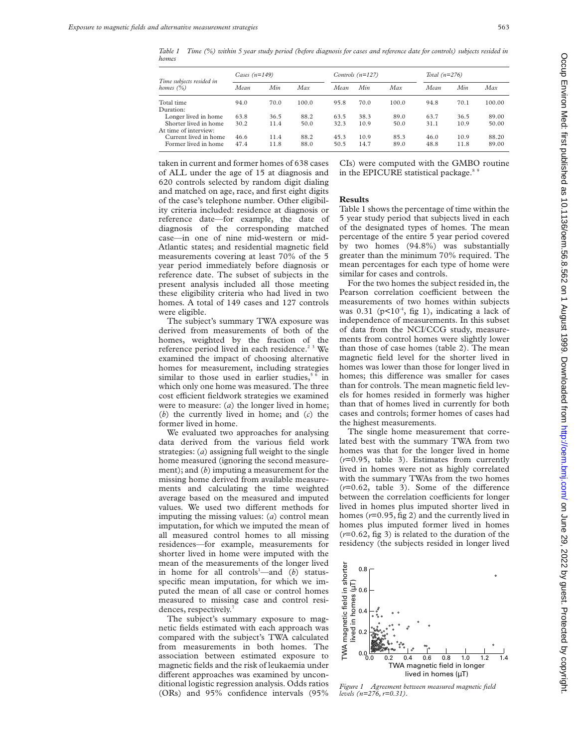*Table 1 Time (%) within 5 year study period (before diagnosis for cases and reference date for controls) subjects resided in homes*

| Time subjects resided in homes (%) | Cases (n=149) | | | Controls (n=127) | | | Total (n=276) | | |
|---|---|---|---|---|---|---|---|---|---|
| | Mean | Min | Max | Mean | Min | Max | Mean | Min | Max |
| Total time | 94.0 | 70.0 | 100.0 | 95.8 | 70.0 | 100.0 | 94.8 | 70.1 | 100.00 |
| Duration: | | | | | | | | | |
| Longer lived in home | 63.8 | 36.5 | 88.2 | 63.5 | 38.3 | 89.0 | 63.7 | 36.5 | 89.00 |
| Shorter lived in home | 30.2 | 11.4 | 50.0 | 32.3 | 10.9 | 50.0 | 31.1 | 10.9 | 50.00 |
| At time of interview: | | | | | | | | | |
| Current lived in home | 46.6 | 11.4 | 88.2 | 45.3 | 10.9 | 85.3 | 46.0 | 10.9 | 88.20 |
| Former lived in home | 47.4 | 11.8 | 88.0 | 50.5 | 14.7 | 89.0 | 48.8 | 11.8 | 89.00 |

taken in current and former homes of 638 cases of ALL under the age of 15 at diagnosis and 620 controls selected by random digit dialing and matched on age, race, and first eight digits of the case's telephone number. Other eligibility criteria included: residence at diagnosis or reference date—for example, the date of diagnosis of the corresponding matched case—in one of nine mid-western or mid-Atlantic states; and residential magnetic field measurements covering at least 70% of the 5 year period immediately before diagnosis or reference date. The subset of subjects in the present analysis included all those meeting these eligibility criteria who had lived in two homes. A total of 149 cases and 127 controls were eligible.

The subject's summary TWA exposure was derived from measurements of both of the homes, weighted by the fraction of the reference period lived in each residence.[2 3] We examined the impact of choosing alternative homes for measurement, including strategies similar to those used in earlier studies,[5 6] in which only one home was measured. The three cost efficient fieldwork strategies we examined were to measure: (*a*) the longer lived in home; (*b*) the currently lived in home; and (*c*) the former lived in home.

We evaluated two approaches for analysing data derived from the various field work strategies: (*a*) assigning full weight to the single home measured (ignoring the second measurement); and (*b*) imputing a measurement for the missing home derived from available measurements and calculating the time weighted average based on the measured and imputed values. We used two different methods for imputing the missing values: (*a*) control mean imputation, for which we imputed the mean of all measured control homes to all missing residences—for example, measurements for shorter lived in home were imputed with the mean of the measurements of the longer lived in home for all controls[1]—and (*b*) status-specific mean imputation, for which we imputed the mean of all case or control homes measured to missing case and control residences, respectively.[7]

The subject's summary exposure to magnetic fields estimated with each approach was compared with the subject's TWA calculated from measurements in both homes. The association between estimated exposure to magnetic fields and the risk of leukaemia under different approaches was examined by unconditional logistic regression analysis. Odds ratios (ORs) and 95% confidence intervals (95% CIs) were computed with the GMBO routine in the EPICURE statistical package.[8 9]

## Results

Table 1 shows the percentage of time within the 5 year study period that subjects lived in each of the designated types of homes. The mean percentage of the entire 5 year period covered by two homes (94.8%) was substantially greater than the minimum 70% required. The mean percentages for each type of home were similar for cases and controls.

For the two homes the subject resided in, the Pearson correlation coefficient between the measurements of two homes within subjects was 0.31 ($p<10^{-4}$, fig 1), indicating a lack of independence of measurements. In this subset of data from the NCI/CCG study, measurements from control homes were slightly lower than those of case homes (table 2). The mean magnetic field level for the shorter lived in homes was lower than those for longer lived in homes; this difference was smaller for cases than for controls. The mean magnetic field levels for homes resided in formerly was higher than that of homes lived in currently for both cases and controls; former homes of cases had the highest measurements.

The single home measurement that correlated best with the summary TWA from two homes was that for the longer lived in home ($r$=0.95, table 3). Estimates from currently lived in homes were not as highly correlated with the summary TWAs from the two homes ($r$=0.62, table 3). Some of the difference between the correlation coefficients for longer lived in homes plus imputed shorter lived in homes ($r$=0.95, fig 2) and the currently lived in homes plus imputed former lived in homes ($r$=0.62, fig 3) is related to the duration of the residency (the subjects resided in longer lived

*Figure 1 Agreement between measured magnetic field levels (n=276, r=0.31).*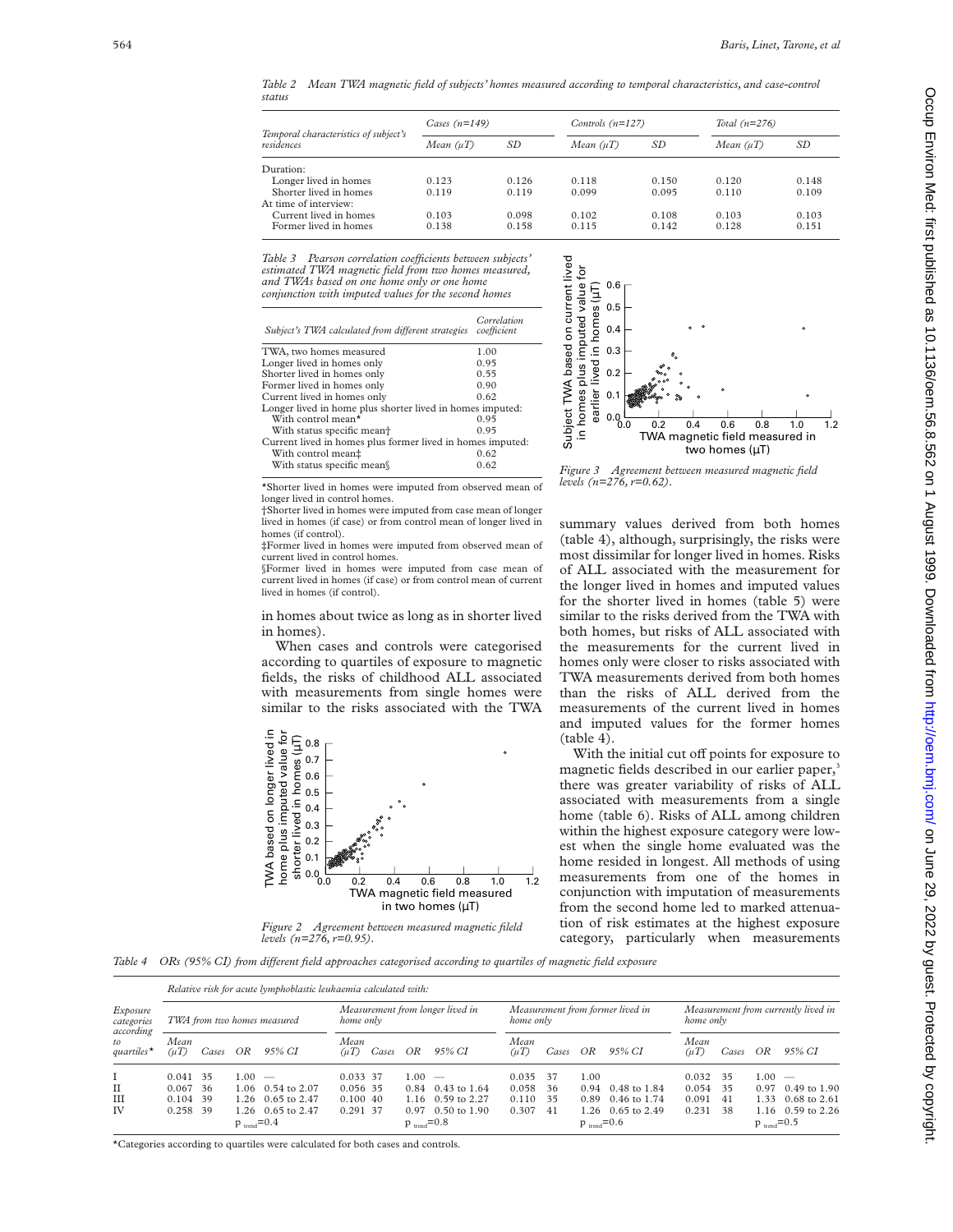*Table 2 Mean TWA magnetic field of subjects' homes measured according to temporal characteristics, and case-control status*

| Temporal characteristics of subject's residences | Cases (n=149) | | Controls (n=127) | | Total (n=276) | |
|---|---|---|---|---|---|---|
| | Mean (μT) | SD | Mean (μT) | SD | Mean (μT) | SD |
| Duration: | | | | | | |
| Longer lived in homes | 0.123 | 0.126 | 0.118 | 0.150 | 0.120 | 0.148 |
| Shorter lived in homes | 0.119 | 0.119 | 0.099 | 0.095 | 0.110 | 0.109 |
| At time of interview: | | | | | | |
| Current lived in homes | 0.103 | 0.098 | 0.102 | 0.108 | 0.103 | 0.103 |
| Former lived in homes | 0.138 | 0.158 | 0.115 | 0.142 | 0.128 | 0.151 |

*Table 3 Pearson correlation coefficients between subjects' estimated TWA magnetic field from two homes measured, and TWAs based on one home only or one home conjunction with imputed values for the second homes*

| Subject's TWA calculated from different strategies | Correlation coefficient |
|---|---|
| TWA, two homes measured | 1.00 |
| Longer lived in homes only | 0.95 |
| Shorter lived in homes only | 0.55 |
| Former lived in homes only | 0.90 |
| Current lived in homes only | 0.62 |
| Longer lived in home plus shorter lived in homes imputed: | |
| With control mean* | 0.95 |
| With status specific mean† | 0.95 |
| Current lived in homes plus former lived in homes imputed: | |
| With control mean‡ | 0.62 |
| With status specific mean§ | 0.62 |

*Shorter lived in homes were imputed from observed mean of longer lived in control homes.
†Shorter lived in homes were imputed from case mean of longer lived in homes (if case) or from control mean of longer lived in homes (if control).
‡Former lived in homes were imputed from observed mean of current lived in control homes.
§Former lived in homes were imputed from case mean of current lived in homes (if case) or from control mean of current lived in homes (if control).

in homes about twice as long as in shorter lived in homes).

When cases and controls were categorised according to quartiles of exposure to magnetic fields, the risks of childhood ALL associated with measurements from single homes were similar to the risks associated with the TWA summary values derived from both homes (table 4), although, surprisingly, the risks were most dissimilar for longer lived in homes. Risks of ALL associated with the measurement for the longer lived in homes and imputed values for the shorter lived in homes (table 5) were similar to the risks derived from the TWA with both homes, but risks of ALL associated with the measurements for the current lived in homes only were closer to risks associated with TWA measurements derived from both homes than the risks of ALL derived from the measurements of the current lived in homes and imputed values for the former homes (table 4).

*Figure 2 Agreement between measured magnetic fileld levels (n=276, r=0.95).*

*Figure 3 Agreement between measured magnetic field levels (n=276, r=0.62).*

With the initial cut off points for exposure to magnetic fields described in our earlier paper,[3] there was greater variability of risks of ALL associated with measurements from a single home (table 6). Risks of ALL among children within the highest exposure category were lowest when the single home evaluated was the home resided in longest. All methods of using measurements from one of the homes in conjunction with imputation of measurements from the second home led to marked attenuation of risk estimates at the highest exposure category, particularly when measurements

*Table 4 ORs (95% CI) from different field approaches categorised according to quartiles of magnetic field exposure*

| Exposure categories according to quartiles* | TWA from two homes measured | | | | Measurement from longer lived in home only | | | | Measurement from former lived in home only | | | | Measurement from currently lived in home only | | | |
|---|---|---|---|---|---|---|---|---|---|---|---|---|---|---|---|---|
| | Mean (μT) | Cases | OR | 95% CI | Mean (μT) | Cases | OR | 95% CI | Mean (μT) | Cases | OR | 95% CI | Mean (μT) | Cases | OR | 95% CI |
| I | 0.041 | 35 | 1.00 | — | 0.033 | 37 | 1.00 | — | 0.035 | 37 | 1.00 | | 0.032 | 35 | 1.00 | — |
| II | 0.067 | 36 | 1.06 | 0.54 to 2.07 | 0.056 | 35 | 0.84 | 0.43 to 1.64 | 0.058 | 36 | 0.94 | 0.48 to 1.84 | 0.054 | 35 | 0.97 | 0.49 to 1.90 |
| III | 0.104 | 39 | 1.26 | 0.65 to 2.47 | 0.100 | 40 | 1.16 | 0.59 to 2.27 | 0.110 | 35 | 0.89 | 0.46 to 1.74 | 0.091 | 41 | 1.33 | 0.68 to 2.61 |
| IV | 0.258 | 39 | 1.26 | 0.65 to 2.47 | 0.291 | 37 | 0.97 | 0.50 to 1.90 | 0.307 | 41 | 1.26 | 0.65 to 2.49 | 0.231 | 38 | 1.16 | 0.59 to 2.26 |
| | | | $p_{trend}$=0.4 | | | | $p_{trend}$=0.8 | | | | $p_{trend}$=0.6 | | | | $p_{trend}$=0.5 | |

*Categories according to quartiles were calculated for both cases and controls.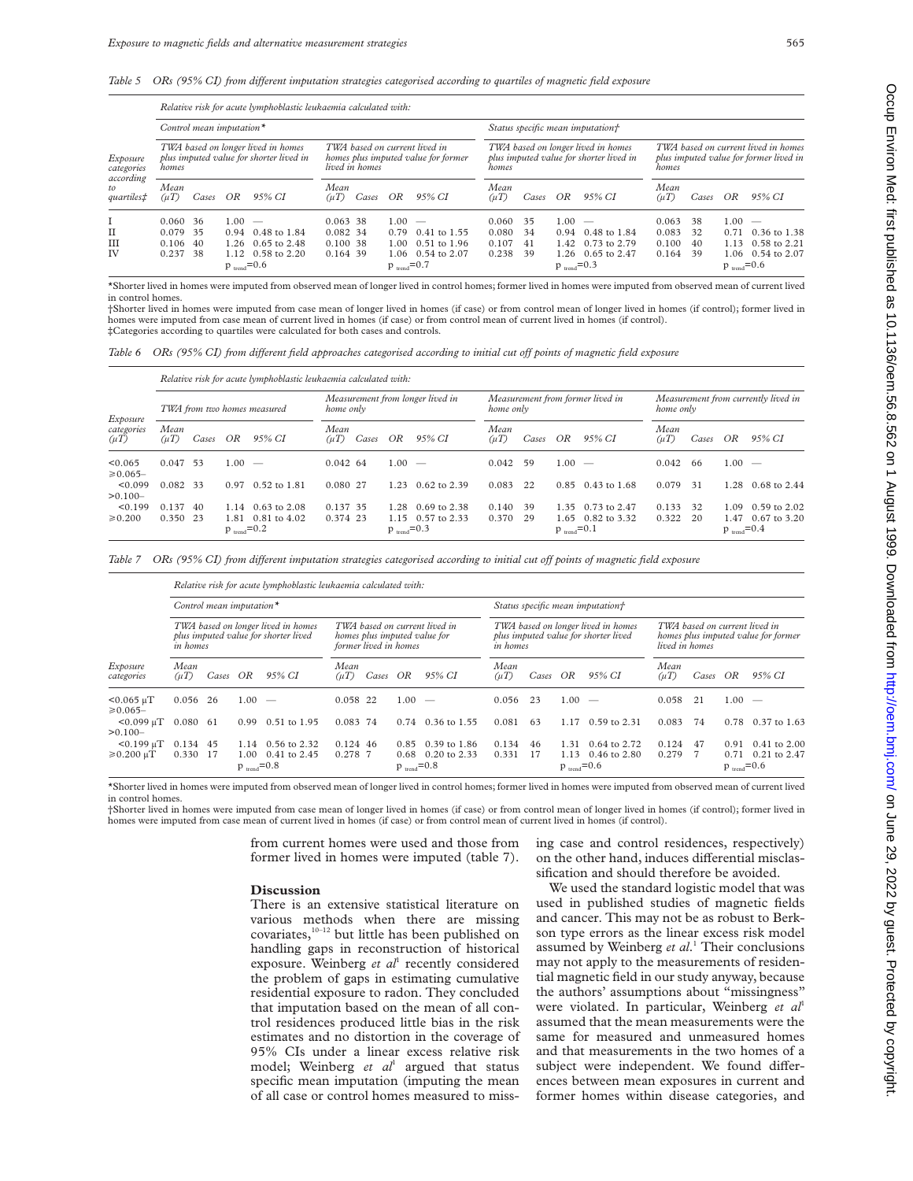*Table 5 ORs (95% CI) from different imputation strategies categorised according to quartiles of magnetic field exposure*

| Exposure categories according to quartiles‡ | Relative risk for acute lymphoblastic leukaemia calculated with: Control mean imputation* — TWA based on longer lived in homes plus imputed value for shorter lived in homes | | | | TWA based on current lived in homes plus imputed value for former lived in homes | | | | Status specific mean imputation† — TWA based on longer lived in homes plus imputed value for shorter lived in homes | | | | TWA based on current lived in homes plus imputed value for former lived in homes | | | |
|---|---|---|---|---|---|---|---|---|---|---|---|---|---|---|---|---|
| | Mean (μT) | Cases | OR | 95% CI | Mean (μT) | Cases | OR | 95% CI | Mean (μT) | Cases | OR | 95% CI | Mean (μT) | Cases | OR | 95% CI |
| I | 0.060 | 36 | 1.00 | — | 0.063 | 38 | 1.00 | — | 0.060 | 35 | 1.00 | — | 0.063 | 38 | 1.00 | — |
| II | 0.079 | 35 | 0.94 | 0.48 to 1.84 | 0.082 | 34 | 0.79 | 0.41 to 1.55 | 0.080 | 34 | 0.94 | 0.48 to 1.84 | 0.083 | 32 | 0.71 | 0.36 to 1.38 |
| III | 0.106 | 40 | 1.26 | 0.65 to 2.48 | 0.100 | 38 | 1.00 | 0.51 to 1.96 | 0.107 | 41 | 1.42 | 0.73 to 2.79 | 0.100 | 40 | 1.13 | 0.58 to 2.21 |
| IV | 0.237 | 38 | 1.12 | 0.58 to 2.20 | 0.164 | 39 | 1.06 | 0.54 to 2.07 | 0.238 | 39 | 1.26 | 0.65 to 2.47 | 0.164 | 39 | 1.06 | 0.54 to 2.07 |
| | | | $p_{trend}$=0.6 | | | | $p_{trend}$=0.7 | | | | $p_{trend}$=0.3 | | | | $p_{trend}$=0.6 | |

*Shorter lived in homes were imputed from observed mean of longer lived in control homes; former lived in homes were imputed from observed mean of current lived in control homes.
†Shorter lived in homes were imputed from case mean of longer lived in homes (if case) or from control mean of longer lived in homes (if control); former lived in homes were imputed from case mean of current lived in homes (if case) or from control mean of current lived in homes (if control).
‡Categories according to quartiles were calculated for both cases and controls.

*Table 6 ORs (95% CI) from different field approaches categorised according to initial cut off points of magnetic field exposure*

| Exposure categories (μT) | Relative risk for acute lymphoblastic leukaemia calculated with: TWA from two homes measured | | | | Measurement from longer lived in home only | | | | Measurement from former lived in home only | | | | Measurement from currently lived in home only | | | |
|---|---|---|---|---|---|---|---|---|---|---|---|---|---|---|---|---|
| | Mean (μT) | Cases | OR | 95% CI | Mean (μT) | Cases | OR | 95% CI | Mean (μT) | Cases | OR | 95% CI | Mean (μT) | Cases | OR | 95% CI |
| <0.065 | 0.047 | 53 | 1.00 | — | 0.042 | 64 | 1.00 | — | 0.042 | 59 | 1.00 | — | 0.042 | 66 | 1.00 | — |
| ≥0.065–<0.099 | 0.082 | 33 | 0.97 | 0.52 to 1.81 | 0.080 | 27 | 1.23 | 0.62 to 2.39 | 0.083 | 22 | 0.85 | 0.43 to 1.68 | 0.079 | 31 | 1.28 | 0.68 to 2.44 |
| >0.100–<0.199 | 0.137 | 40 | 1.14 | 0.63 to 2.08 | 0.137 | 35 | 1.28 | 0.69 to 2.38 | 0.140 | 39 | 1.35 | 0.73 to 2.47 | 0.133 | 32 | 1.09 | 0.59 to 2.02 |
| ≥0.200 | 0.350 | 23 | 1.81 | 0.81 to 4.02 | 0.374 | 23 | 1.15 | 0.57 to 2.33 | 0.370 | 29 | 1.65 | 0.82 to 3.32 | 0.322 | 20 | 1.47 | 0.67 to 3.20 |
| | | | $p_{trend}$=0.2 | | | | $p_{trend}$=0.3 | | | | $p_{trend}$=0.1 | | | | $p_{trend}$=0.4 | |

*Table 7 ORs (95% CI) from different imputation strategies categorised according to initial cut off points of magnetic field exposure*

| Exposure categories | Relative risk for acute lymphoblastic leukaemia calculated with: Control mean imputation* — TWA based on longer lived in homes plus imputed value for shorter lived in homes | | | | TWA based on current lived in homes plus imputed value for former lived in homes | | | | Status specific mean imputation† — TWA based on longer lived in homes plus imputed value for shorter lived in homes | | | | TWA based on current lived in homes plus imputed value for former lived in homes | | | |
|---|---|---|---|---|---|---|---|---|---|---|---|---|---|---|---|---|
| | Mean (μT) | Cases | OR | 95% CI | Mean (μT) | Cases | OR | 95% CI | Mean (μT) | Cases | OR | 95% CI | Mean (μT) | Cases | OR | 95% CI |
| <0.065 μT | 0.056 | 26 | 1.00 | — | 0.058 | 22 | 1.00 | — | 0.056 | 23 | 1.00 | — | 0.058 | 21 | 1.00 | — |
| ≥0.065–<0.099 μT | 0.080 | 61 | 0.99 | 0.51 to 1.95 | 0.083 | 74 | 0.74 | 0.36 to 1.55 | 0.081 | 63 | 1.17 | 0.59 to 2.31 | 0.083 | 74 | 0.78 | 0.37 to 1.63 |
| >0.100–<0.199 μT | 0.134 | 45 | 1.14 | 0.56 to 2.32 | 0.124 | 46 | 0.85 | 0.39 to 1.86 | 0.134 | 46 | 1.31 | 0.64 to 2.72 | 0.124 | 47 | 0.91 | 0.41 to 2.00 |
| ≥0.200 μT | 0.330 | 17 | 1.00 | 0.41 to 2.45 | 0.278 | 7 | 0.68 | 0.20 to 2.33 | 0.331 | 17 | 1.13 | 0.46 to 2.80 | 0.279 | 7 | 0.71 | 0.21 to 2.47 |
| | | | $p_{trend}$=0.8 | | | | $p_{trend}$=0.8 | | | | $p_{trend}$=0.6 | | | | $p_{trend}$=0.6 | |

*Shorter lived in homes were imputed from observed mean of longer lived in control homes; former lived in homes were imputed from observed mean of current lived in control homes.
†Shorter lived in homes were imputed from case mean of longer lived in homes (if case) or from control mean of longer lived in homes (if control); former lived in homes were imputed from case mean of current lived in homes (if case) or from control mean of current lived in homes (if control).

from current homes were used and those from former lived in homes were imputed (table 7).

## Discussion

There is an extensive statistical literature on various methods when there are missing covariates,[10–12] but little has been published on handling gaps in reconstruction of historical exposure. Weinberg *et al*[1] recently considered the problem of gaps in estimating cumulative residential exposure to radon. They concluded that imputation based on the mean of all control residences produced little bias in the risk estimates and no distortion in the coverage of 95% CIs under a linear excess relative risk model; Weinberg *et al*[1] argued that status specific mean imputation (imputing the mean of all case or control homes measured to missing case and control residences, respectively) on the other hand, induces differential misclassification and should therefore be avoided.

We used the standard logistic model that was used in published studies of magnetic fields and cancer. This may not be as robust to Berkson type errors as the linear excess risk model assumed by Weinberg *et al*.[1] Their conclusions may not apply to the measurements of residential magnetic field in our study anyway, because the authors' assumptions about "missingness" were violated. In particular, Weinberg *et al*[1] assumed that the mean measurements were the same for measured and unmeasured homes and that measurements in the two homes of a subject were independent. We found differences between mean exposures in current and former homes within disease categories, and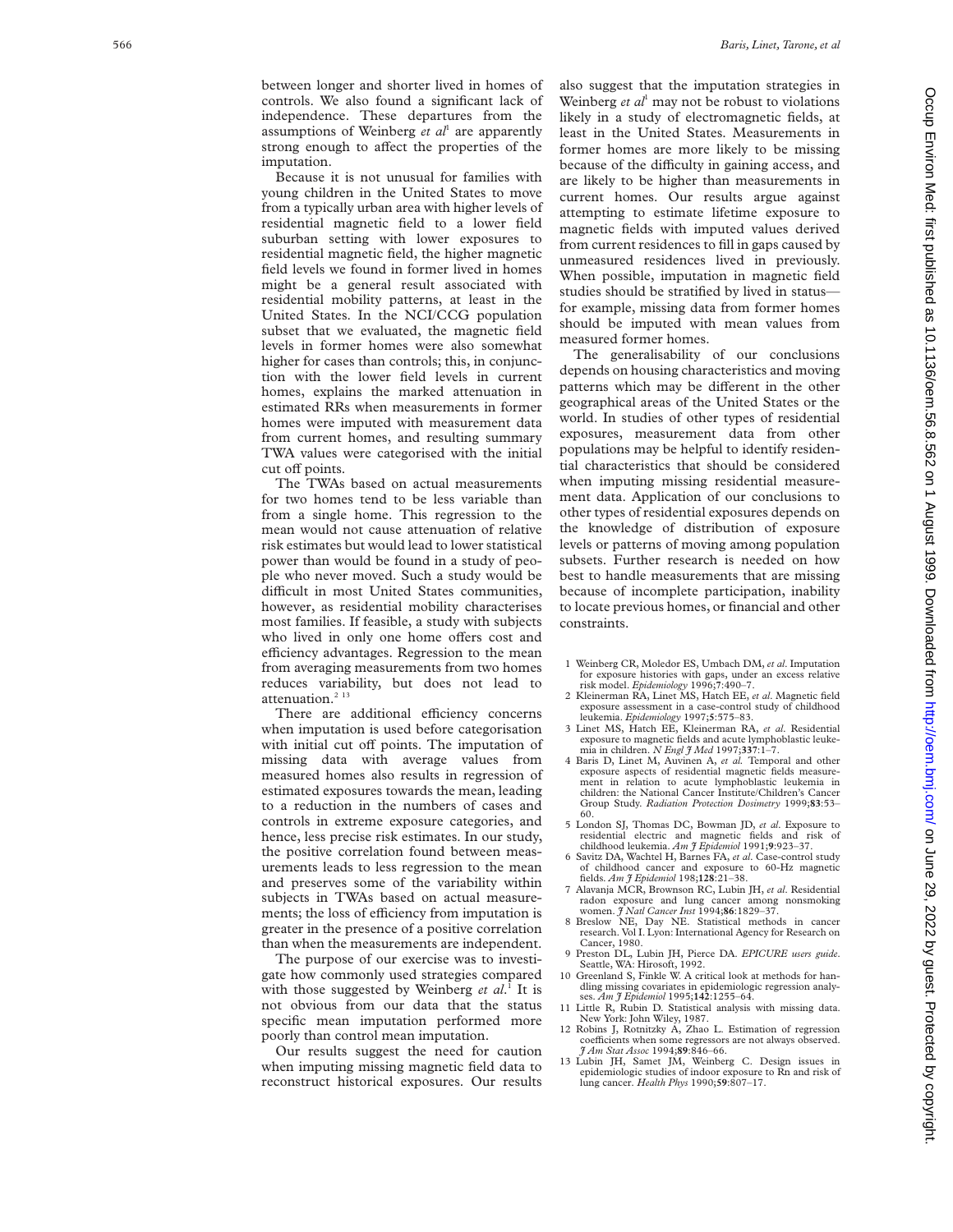between longer and shorter lived in homes of controls. We also found a significant lack of independence. These departures from the assumptions of Weinberg *et al*[1] are apparently strong enough to affect the properties of the imputation.

Because it is not unusual for families with young children in the United States to move from a typically urban area with higher levels of residential magnetic field to a lower field suburban setting with lower exposures to residential magnetic field, the higher magnetic field levels we found in former lived in homes might be a general result associated with residential mobility patterns, at least in the United States. In the NCI/CCG population subset that we evaluated, the magnetic field levels in former homes were also somewhat higher for cases than controls; this, in conjunction with the lower field levels in current homes, explains the marked attenuation in estimated RRs when measurements in former homes were imputed with measurement data from current homes, and resulting summary TWA values were categorised with the initial cut off points.

The TWAs based on actual measurements for two homes tend to be less variable than from a single home. This regression to the mean would not cause attenuation of relative risk estimates but would lead to lower statistical power than would be found in a study of people who never moved. Such a study would be difficult in most United States communities, however, as residential mobility characterises most families. If feasible, a study with subjects who lived in only one home offers cost and efficiency advantages. Regression to the mean from averaging measurements from two homes reduces variability, but does not lead to attenuation.[2 13]

There are additional efficiency concerns when imputation is used before categorisation with initial cut off points. The imputation of missing data with average values from measured homes also results in regression of estimated exposures towards the mean, leading to a reduction in the numbers of cases and controls in extreme exposure categories, and hence, less precise risk estimates. In our study, the positive correlation found between measurements leads to less regression to the mean and preserves some of the variability within subjects in TWAs based on actual measurements; the loss of efficiency from imputation is greater in the presence of a positive correlation than when the measurements are independent.

The purpose of our exercise was to investigate how commonly used strategies compared with those suggested by Weinberg *et al*.[1] It is not obvious from our data that the status specific mean imputation performed more poorly than control mean imputation.

Our results suggest the need for caution when imputing missing magnetic field data to reconstruct historical exposures. Our results also suggest that the imputation strategies in Weinberg *et al*[1] may not be robust to violations likely in a study of electromagnetic fields, at least in the United States. Measurements in former homes are more likely to be missing because of the difficulty in gaining access, and are likely to be higher than measurements in current homes. Our results argue against attempting to estimate lifetime exposure to magnetic fields with imputed values derived from current residences to fill in gaps caused by unmeasured residences lived in previously. When possible, imputation in magnetic field studies should be stratified by lived in status—for example, missing data from former homes should be imputed with mean values from measured former homes.

The generalisability of our conclusions depends on housing characteristics and moving patterns which may be different in the other geographical areas of the United States or the world. In studies of other types of residential exposures, measurement data from other populations may be helpful to identify residential characteristics that should be considered when imputing missing residential measurement data. Application of our conclusions to other types of residential exposures depends on the knowledge of distribution of exposure levels or patterns of moving among population subsets. Further research is needed on how best to handle measurements that are missing because of incomplete participation, inability to locate previous homes, or financial and other constraints.

1 Weinberg CR, Moledor ES, Umbach DM, *et al*. Imputation for exposure histories with gaps, under an excess relative risk model. *Epidemiology* 1996;**7**:490–7.
2 Kleinerman RA, Linet MS, Hatch EE, *et al*. Magnetic field exposure assessment in a case-control study of childhood leukemia. *Epidemiology* 1997;**5**:575–83.
3 Linet MS, Hatch EE, Kleinerman RA, *et al*. Residential exposure to magnetic fields and acute lymphoblastic leukemia in children. *N Engl J Med* 1997;**337**:1–7.
4 Baris D, Linet M, Auvinen A, *et al*. Temporal and other exposure aspects of residential magnetic fields measurement in relation to acute lymphoblastic leukemia in children: the National Cancer Institute/Children's Cancer Group Study. *Radiation Protection Dosimetry* 1999;**83**:53–60.
5 London SJ, Thomas DC, Bowman JD, *et al*. Exposure to residential electric and magnetic fields and risk of childhood leukemia. *Am J Epidemiol* 1991;**9**:923–37.
6 Savitz DA, Wachtel H, Barnes FA, *et al*. Case-control study of childhood cancer and exposure to 60-Hz magnetic fields. *Am J Epidemiol* 198;**128**:21–38.
7 Alavanja MCR, Brownson RC, Lubin JH, *et al*. Residential radon exposure and lung cancer among nonsmoking women. *J Natl Cancer Inst* 1994;**86**:1829–37.
8 Breslow NE, Day NE. Statistical methods in cancer research. Vol I. Lyon: International Agency for Research on Cancer, 1980.
9 Preston DL, Lubin JH, Pierce DA. *EPICURE users guide*. Seattle, WA: Hirosoft, 1992.
10 Greenland S, Finkle W. A critical look at methods for handling missing covariates in epidemiologic regression analyses. *Am J Epidemiol* 1995;**142**:1255–64.
11 Little R, Rubin D. Statistical analysis with missing data. New York: John Wiley, 1987.
12 Robins J, Rotnitzky A, Zhao L. Estimation of regression coefficients when some regressors are not always observed. *J Am Stat Assoc* 1994;**89**:846–66.
13 Lubin JH, Samet JM, Weinberg C. Design issues in epidemiologic studies of indoor exposure to Rn and risk of lung cancer. *Health Phys* 1990;**59**:807–17.